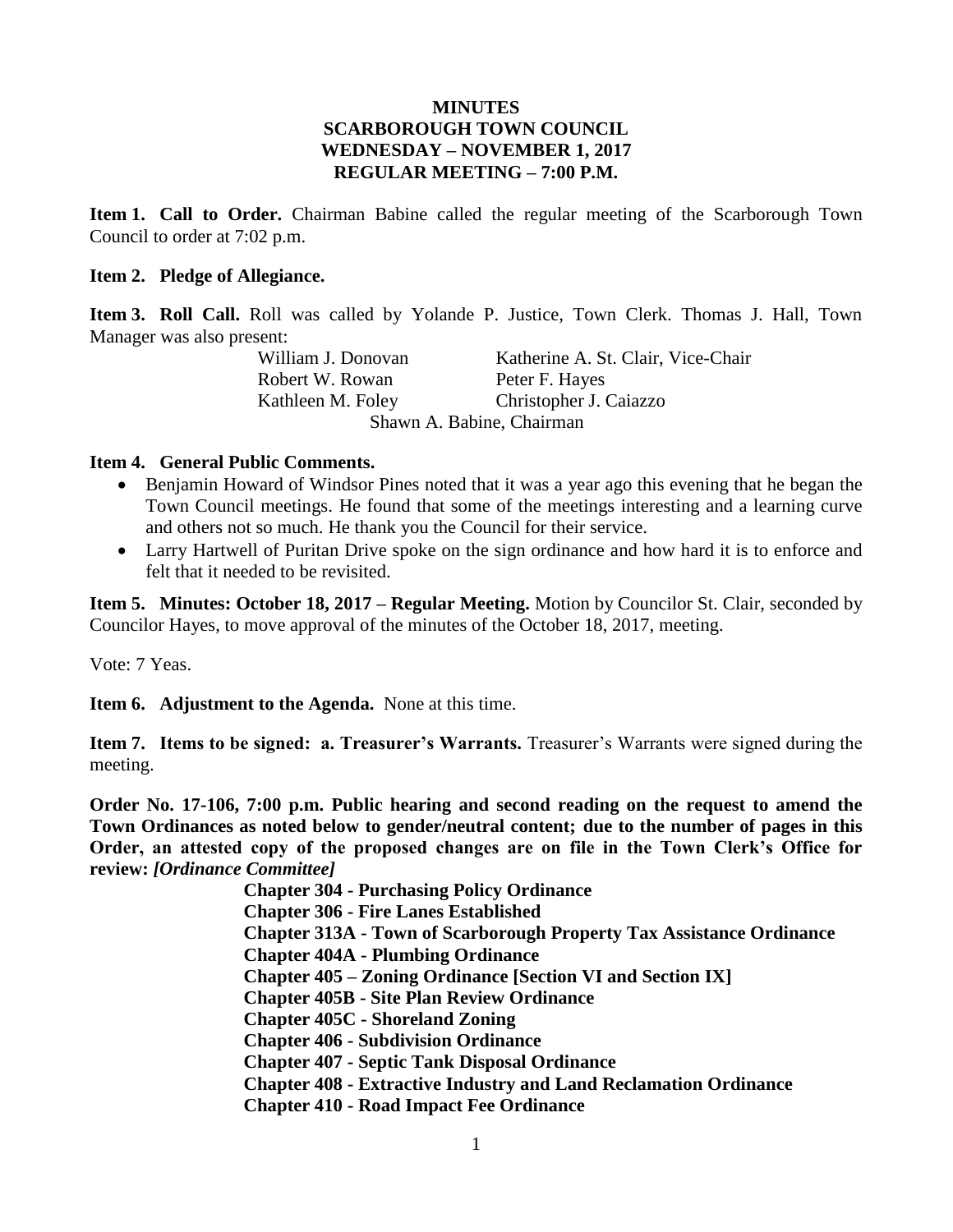# MINUTES
# SCARBOROUGH TOWN COUNCIL
# WEDNESDAY – NOVEMBER 1, 2017
# REGULAR MEETING – 7:00 P.M.

**Item 1. Call to Order.** Chairman Babine called the regular meeting of the Scarborough Town Council to order at 7:02 p.m.

**Item 2. Pledge of Allegiance.**

**Item 3. Roll Call.** Roll was called by Yolande P. Justice, Town Clerk. Thomas J. Hall, Town Manager was also present:

William J. Donovan — Katherine A. St. Clair, Vice-Chair
Robert W. Rowan — Peter F. Hayes
Kathleen M. Foley — Christopher J. Caiazzo
Shawn A. Babine, Chairman

**Item 4. General Public Comments.**

- Benjamin Howard of Windsor Pines noted that it was a year ago this evening that he began the Town Council meetings. He found that some of the meetings interesting and a learning curve and others not so much. He thank you the Council for their service.
- Larry Hartwell of Puritan Drive spoke on the sign ordinance and how hard it is to enforce and felt that it needed to be revisited.

**Item 5. Minutes: October 18, 2017 – Regular Meeting.** Motion by Councilor St. Clair, seconded by Councilor Hayes, to move approval of the minutes of the October 18, 2017, meeting.

Vote: 7 Yeas.

**Item 6. Adjustment to the Agenda.** None at this time.

**Item 7. Items to be signed: a. Treasurer's Warrants.** Treasurer's Warrants were signed during the meeting.

**Order No. 17-106, 7:00 p.m. Public hearing and second reading on the request to amend the Town Ordinances as noted below to gender/neutral content; due to the number of pages in this Order, an attested copy of the proposed changes are on file in the Town Clerk's Office for review:** ***[Ordinance Committee]***

**Chapter 304 - Purchasing Policy Ordinance**
**Chapter 306 - Fire Lanes Established**
**Chapter 313A - Town of Scarborough Property Tax Assistance Ordinance**
**Chapter 404A - Plumbing Ordinance**
**Chapter 405 – Zoning Ordinance [Section VI and Section IX]**
**Chapter 405B - Site Plan Review Ordinance**
**Chapter 405C - Shoreland Zoning**
**Chapter 406 - Subdivision Ordinance**
**Chapter 407 - Septic Tank Disposal Ordinance**
**Chapter 408 - Extractive Industry and Land Reclamation Ordinance**
**Chapter 410 - Road Impact Fee Ordinance**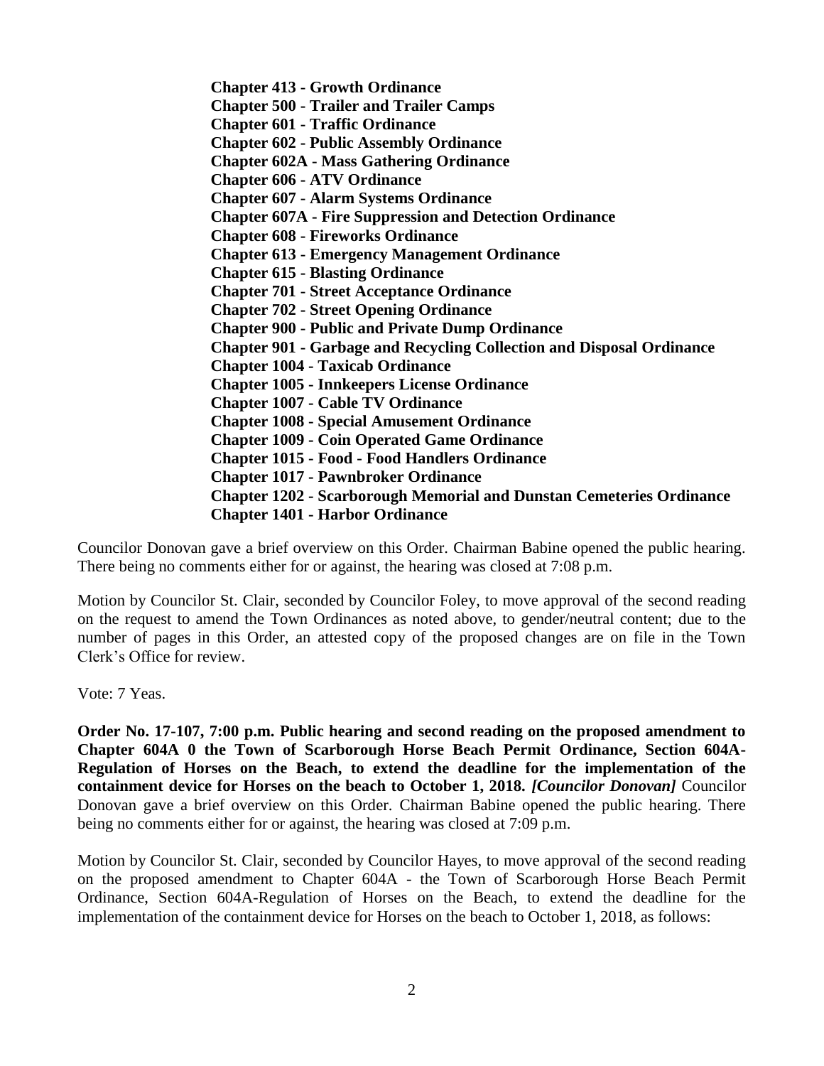**Chapter 413 - Growth Ordinance**
**Chapter 500 - Trailer and Trailer Camps**
**Chapter 601 - Traffic Ordinance**
**Chapter 602 - Public Assembly Ordinance**
**Chapter 602A - Mass Gathering Ordinance**
**Chapter 606 - ATV Ordinance**
**Chapter 607 - Alarm Systems Ordinance**
**Chapter 607A - Fire Suppression and Detection Ordinance**
**Chapter 608 - Fireworks Ordinance**
**Chapter 613 - Emergency Management Ordinance**
**Chapter 615 - Blasting Ordinance**
**Chapter 701 - Street Acceptance Ordinance**
**Chapter 702 - Street Opening Ordinance**
**Chapter 900 - Public and Private Dump Ordinance**
**Chapter 901 - Garbage and Recycling Collection and Disposal Ordinance**
**Chapter 1004 - Taxicab Ordinance**
**Chapter 1005 - Innkeepers License Ordinance**
**Chapter 1007 - Cable TV Ordinance**
**Chapter 1008 - Special Amusement Ordinance**
**Chapter 1009 - Coin Operated Game Ordinance**
**Chapter 1015 - Food - Food Handlers Ordinance**
**Chapter 1017 - Pawnbroker Ordinance**
**Chapter 1202 - Scarborough Memorial and Dunstan Cemeteries Ordinance**
**Chapter 1401 - Harbor Ordinance**

Councilor Donovan gave a brief overview on this Order. Chairman Babine opened the public hearing. There being no comments either for or against, the hearing was closed at 7:08 p.m.

Motion by Councilor St. Clair, seconded by Councilor Foley, to move approval of the second reading on the request to amend the Town Ordinances as noted above, to gender/neutral content; due to the number of pages in this Order, an attested copy of the proposed changes are on file in the Town Clerk's Office for review.

Vote: 7 Yeas.

**Order No. 17-107, 7:00 p.m. Public hearing and second reading on the proposed amendment to Chapter 604A 0 the Town of Scarborough Horse Beach Permit Ordinance, Section 604A-Regulation of Horses on the Beach, to extend the deadline for the implementation of the containment device for Horses on the beach to October 1, 2018.** ***[Councilor Donovan]*** Councilor Donovan gave a brief overview on this Order. Chairman Babine opened the public hearing. There being no comments either for or against, the hearing was closed at 7:09 p.m.

Motion by Councilor St. Clair, seconded by Councilor Hayes, to move approval of the second reading on the proposed amendment to Chapter 604A - the Town of Scarborough Horse Beach Permit Ordinance, Section 604A-Regulation of Horses on the Beach, to extend the deadline for the implementation of the containment device for Horses on the beach to October 1, 2018, as follows: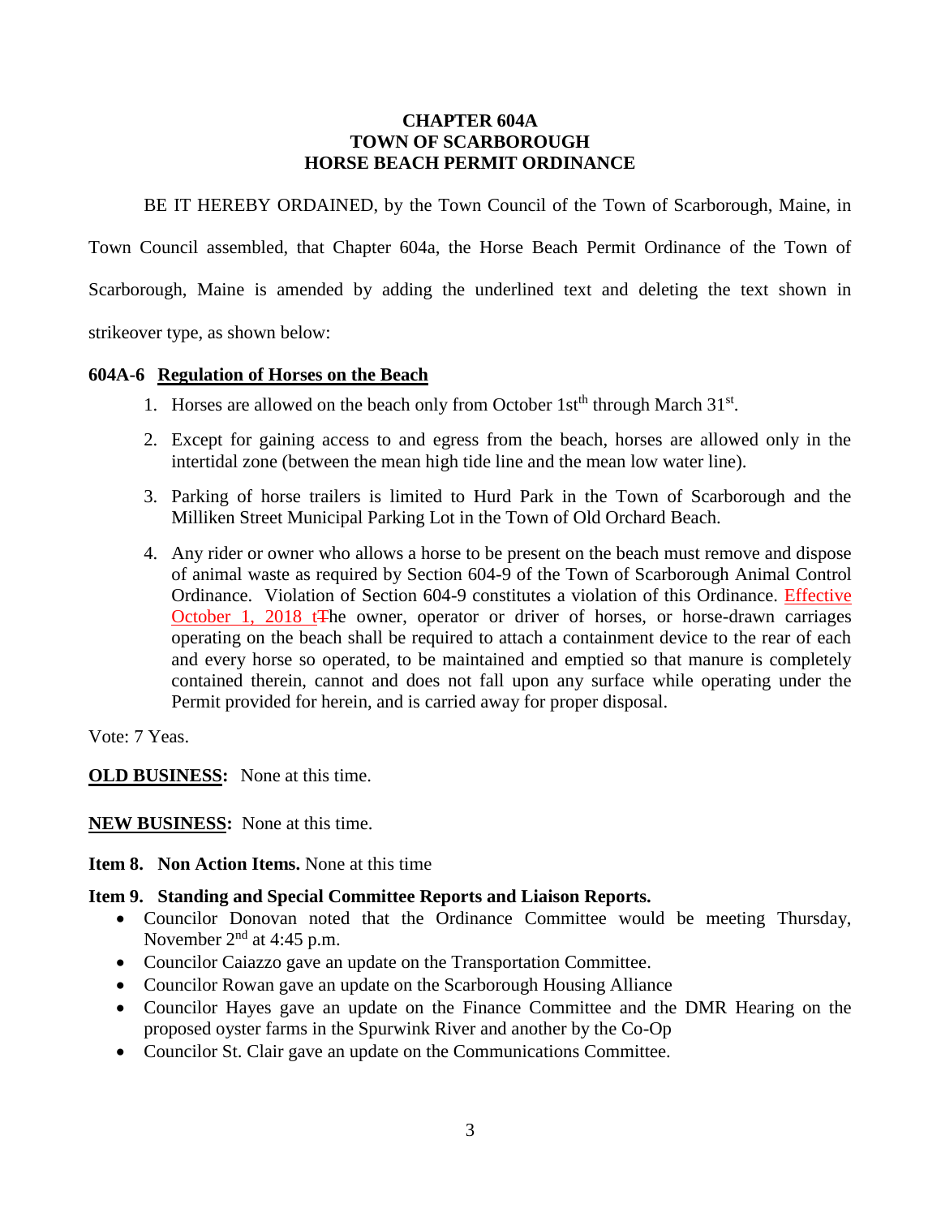**CHAPTER 604A**
**TOWN OF SCARBOROUGH**
**HORSE BEACH PERMIT ORDINANCE**

BE IT HEREBY ORDAINED, by the Town Council of the Town of Scarborough, Maine, in Town Council assembled, that Chapter 604a, the Horse Beach Permit Ordinance of the Town of Scarborough, Maine is amended by adding the underlined text and deleting the text shown in strikeover type, as shown below:

**604A-6** **Regulation of Horses on the Beach**

1. Horses are allowed on the beach only from October 1st$^{th}$ through March 31$^{st}$.
2. Except for gaining access to and egress from the beach, horses are allowed only in the intertidal zone (between the mean high tide line and the mean low water line).
3. Parking of horse trailers is limited to Hurd Park in the Town of Scarborough and the Milliken Street Municipal Parking Lot in the Town of Old Orchard Beach.
4. Any rider or owner who allows a horse to be present on the beach must remove and dispose of animal waste as required by Section 604-9 of the Town of Scarborough Animal Control Ordinance. Violation of Section 604-9 constitutes a violation of this Ordinance. <u>Effective October 1, 2018 t</u>~~T~~he owner, operator or driver of horses, or horse-drawn carriages operating on the beach shall be required to attach a containment device to the rear of each and every horse so operated, to be maintained and emptied so that manure is completely contained therein, cannot and does not fall upon any surface while operating under the Permit provided for herein, and is carried away for proper disposal.

Vote: 7 Yeas.

**OLD BUSINESS:** None at this time.

**NEW BUSINESS:** None at this time.

**Item 8. Non Action Items.** None at this time

**Item 9. Standing and Special Committee Reports and Liaison Reports.**

- Councilor Donovan noted that the Ordinance Committee would be meeting Thursday, November 2$^{nd}$ at 4:45 p.m.
- Councilor Caiazzo gave an update on the Transportation Committee.
- Councilor Rowan gave an update on the Scarborough Housing Alliance
- Councilor Hayes gave an update on the Finance Committee and the DMR Hearing on the proposed oyster farms in the Spurwink River and another by the Co-Op
- Councilor St. Clair gave an update on the Communications Committee.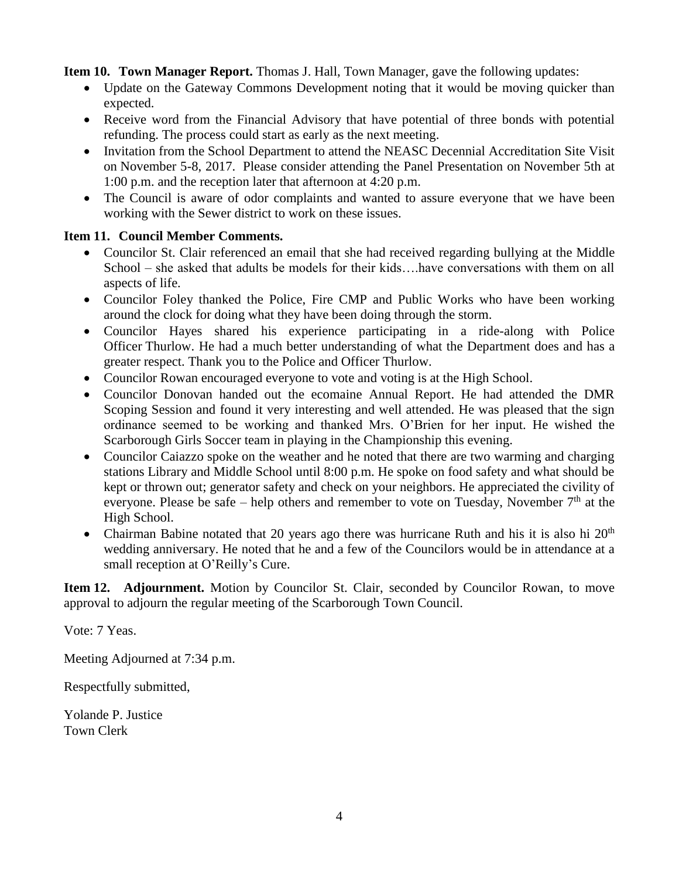**Item 10. Town Manager Report.** Thomas J. Hall, Town Manager, gave the following updates:

- Update on the Gateway Commons Development noting that it would be moving quicker than expected.
- Receive word from the Financial Advisory that have potential of three bonds with potential refunding. The process could start as early as the next meeting.
- Invitation from the School Department to attend the NEASC Decennial Accreditation Site Visit on November 5-8, 2017. Please consider attending the Panel Presentation on November 5th at 1:00 p.m. and the reception later that afternoon at 4:20 p.m.
- The Council is aware of odor complaints and wanted to assure everyone that we have been working with the Sewer district to work on these issues.

**Item 11. Council Member Comments.**

- Councilor St. Clair referenced an email that she had received regarding bullying at the Middle School – she asked that adults be models for their kids….have conversations with them on all aspects of life.
- Councilor Foley thanked the Police, Fire CMP and Public Works who have been working around the clock for doing what they have been doing through the storm.
- Councilor Hayes shared his experience participating in a ride-along with Police Officer Thurlow. He had a much better understanding of what the Department does and has a greater respect. Thank you to the Police and Officer Thurlow.
- Councilor Rowan encouraged everyone to vote and voting is at the High School.
- Councilor Donovan handed out the ecomaine Annual Report. He had attended the DMR Scoping Session and found it very interesting and well attended. He was pleased that the sign ordinance seemed to be working and thanked Mrs. O'Brien for her input. He wished the Scarborough Girls Soccer team in playing in the Championship this evening.
- Councilor Caiazzo spoke on the weather and he noted that there are two warming and charging stations Library and Middle School until 8:00 p.m. He spoke on food safety and what should be kept or thrown out; generator safety and check on your neighbors. He appreciated the civility of everyone. Please be safe – help others and remember to vote on Tuesday, November 7th at the High School.
- Chairman Babine notated that 20 years ago there was hurricane Ruth and his it is also hi 20th wedding anniversary. He noted that he and a few of the Councilors would be in attendance at a small reception at O'Reilly's Cure.

**Item 12. Adjournment.** Motion by Councilor St. Clair, seconded by Councilor Rowan, to move approval to adjourn the regular meeting of the Scarborough Town Council.

Vote: 7 Yeas.

Meeting Adjourned at 7:34 p.m.

Respectfully submitted,

Yolande P. Justice
Town Clerk